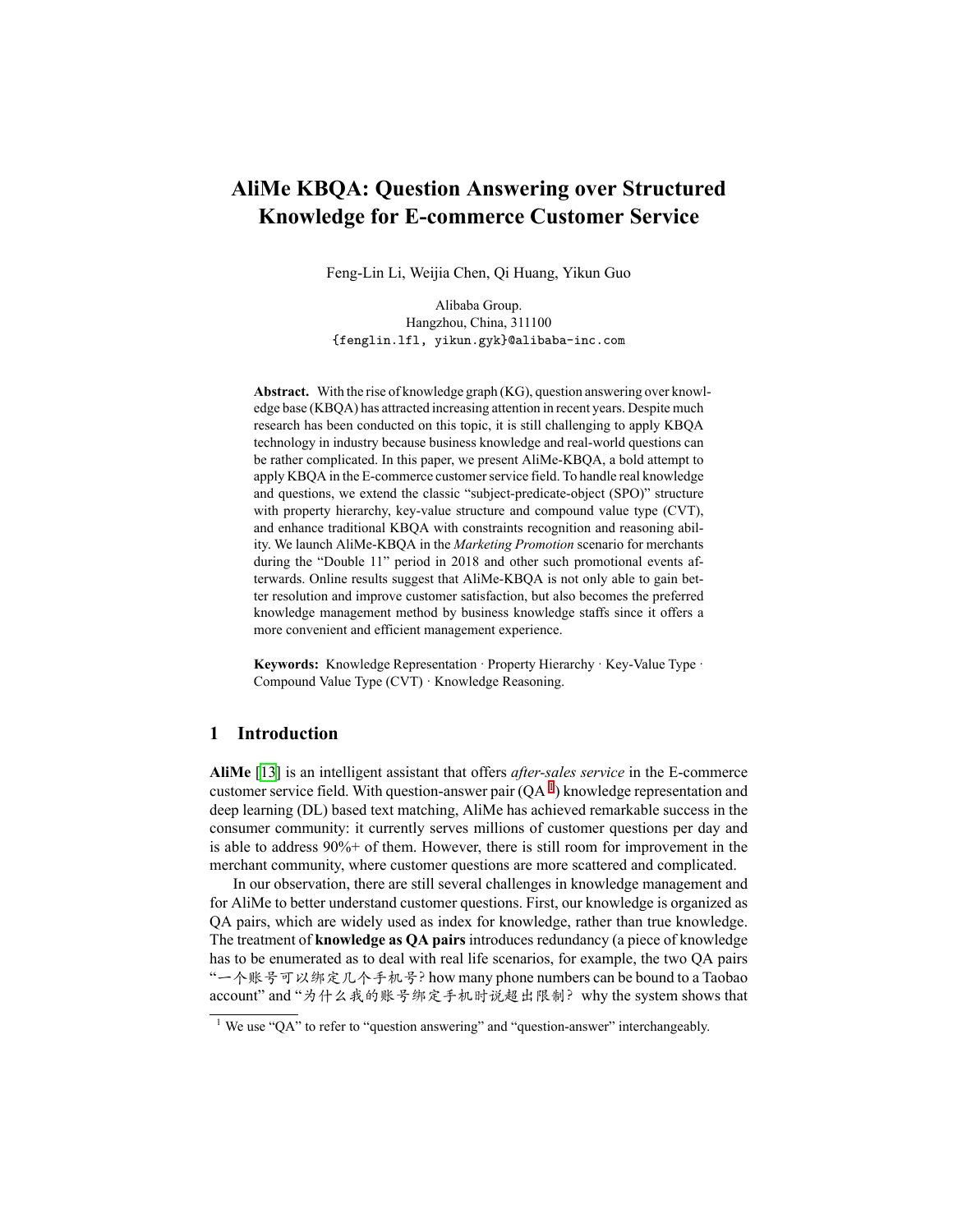# AliMe KBQA: Question Answering over Structured Knowledge for E-commerce Customer Service

Feng-Lin Li, Weijia Chen, Qi Huang, Yikun Guo

Alibaba Group.
Hangzhou, China, 311100
{fenglin.lfl, yikun.gyk}@alibaba-inc.com

**Abstract.** With the rise of knowledge graph (KG), question answering over knowledge base (KBQA) has attracted increasing attention in recent years. Despite much research has been conducted on this topic, it is still challenging to apply KBQA technology in industry because business knowledge and real-world questions can be rather complicated. In this paper, we present AliMe-KBQA, a bold attempt to apply KBQA in the E-commerce customer service field. To handle real knowledge and questions, we extend the classic "subject-predicate-object (SPO)" structure with property hierarchy, key-value structure and compound value type (CVT), and enhance traditional KBQA with constraints recognition and reasoning ability. We launch AliMe-KBQA in the *Marketing Promotion* scenario for merchants during the "Double 11" period in 2018 and other such promotional events afterwards. Online results suggest that AliMe-KBQA is not only able to gain better resolution and improve customer satisfaction, but also becomes the preferred knowledge management method by business knowledge staffs since it offers a more convenient and efficient management experience.

**Keywords:** Knowledge Representation · Property Hierarchy · Key-Value Type · Compound Value Type (CVT) · Knowledge Reasoning.

## 1 Introduction

**AliMe** [13] is an intelligent assistant that offers *after-sales service* in the E-commerce customer service field. With question-answer pair (QA [1]) knowledge representation and deep learning (DL) based text matching, AliMe has achieved remarkable success in the consumer community: it currently serves millions of customer questions per day and is able to address 90%+ of them. However, there is still room for improvement in the merchant community, where customer questions are more scattered and complicated.

In our observation, there are still several challenges in knowledge management and for AliMe to better understand customer questions. First, our knowledge is organized as QA pairs, which are widely used as index for knowledge, rather than true knowledge. The treatment of **knowledge as QA pairs** introduces redundancy (a piece of knowledge has to be enumerated as to deal with real life scenarios, for example, the two QA pairs "一个账号可以绑定几个手机号? how many phone numbers can be bound to a Taobao account" and "为什么我的账号绑定手机时说超出限制? why the system shows that

[1] We use "QA" to refer to "question answering" and "question-answer" interchangeably.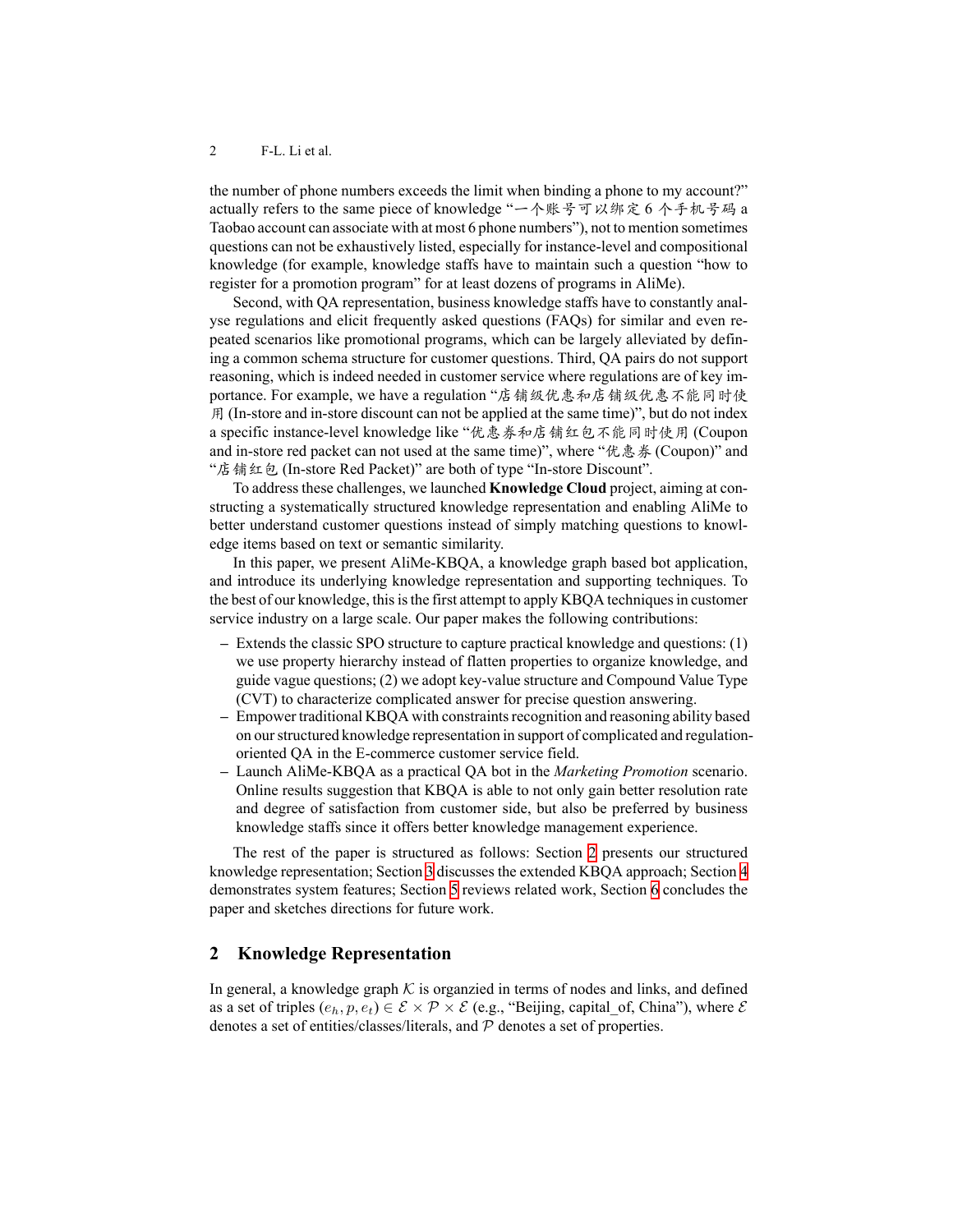the number of phone numbers exceeds the limit when binding a phone to my account?" actually refers to the same piece of knowledge "一个账号可以绑定 6 个手机号码 a Taobao account can associate with at most 6 phone numbers"), not to mention sometimes questions can not be exhaustively listed, especially for instance-level and compositional knowledge (for example, knowledge staffs have to maintain such a question "how to register for a promotion program" for at least dozens of programs in AliMe).

Second, with QA representation, business knowledge staffs have to constantly analyse regulations and elicit frequently asked questions (FAQs) for similar and even repeated scenarios like promotional programs, which can be largely alleviated by defining a common schema structure for customer questions. Third, QA pairs do not support reasoning, which is indeed needed in customer service where regulations are of key importance. For example, we have a regulation "店铺级优惠和店铺级优惠不能同时使用 (In-store and in-store discount can not be applied at the same time)", but do not index a specific instance-level knowledge like "优惠券和店铺红包不能同时使用 (Coupon and in-store red packet can not used at the same time)", where "优惠券 (Coupon)" and "店铺红包 (In-store Red Packet)" are both of type "In-store Discount".

To address these challenges, we launched **Knowledge Cloud** project, aiming at constructing a systematically structured knowledge representation and enabling AliMe to better understand customer questions instead of simply matching questions to knowledge items based on text or semantic similarity.

In this paper, we present AliMe-KBQA, a knowledge graph based bot application, and introduce its underlying knowledge representation and supporting techniques. To the best of our knowledge, this is the first attempt to apply KBQA techniques in customer service industry on a large scale. Our paper makes the following contributions:

- Extends the classic SPO structure to capture practical knowledge and questions: (1) we use property hierarchy instead of flatten properties to organize knowledge, and guide vague questions; (2) we adopt key-value structure and Compound Value Type (CVT) to characterize complicated answer for precise question answering.
- Empower traditional KBQA with constraints recognition and reasoning ability based on our structured knowledge representation in support of complicated and regulation-oriented QA in the E-commerce customer service field.
- Launch AliMe-KBQA as a practical QA bot in the *Marketing Promotion* scenario. Online results suggestion that KBQA is able to not only gain better resolution rate and degree of satisfaction from customer side, but also be preferred by business knowledge staffs since it offers better knowledge management experience.

The rest of the paper is structured as follows: Section 2 presents our structured knowledge representation; Section 3 discusses the extended KBQA approach; Section 4 demonstrates system features; Section 5 reviews related work, Section 6 concludes the paper and sketches directions for future work.

## 2 Knowledge Representation

In general, a knowledge graph $\mathcal{K}$ is organzied in terms of nodes and links, and defined as a set of triples $(e_h, p, e_t) \in \mathcal{E} \times \mathcal{P} \times \mathcal{E}$ (e.g., "Beijing, capital_of, China"), where $\mathcal{E}$ denotes a set of entities/classes/literals, and $\mathcal{P}$ denotes a set of properties.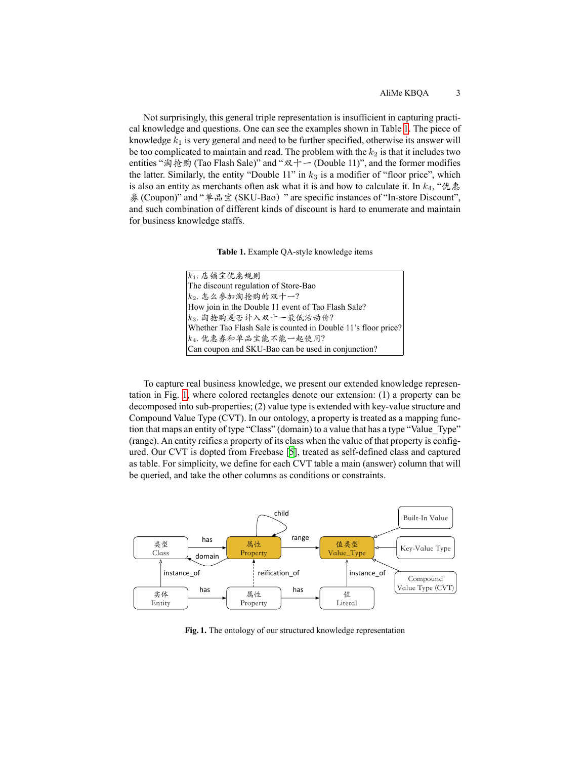Not surprisingly, this general triple representation is insufficient in capturing practical knowledge and questions. One can see the examples shown in Table 1. The piece of knowledge $k_1$ is very general and need to be further specified, otherwise its answer will be too complicated to maintain and read. The problem with the $k_2$ is that it includes two entities "淘抢购 (Tao Flash Sale)" and "双十一 (Double 11)", and the former modifies the latter. Similarly, the entity "Double 11" in $k_3$ is a modifier of "floor price", which is also an entity as merchants often ask what it is and how to calculate it. In $k_4$, "优惠券 (Coupon)" and "单品宝 (SKU-Bao)" are specific instances of "In-store Discount", and such combination of different kinds of discount is hard to enumerate and maintain for business knowledge staffs.

**Table 1.** Example QA-style knowledge items

| |
|---|
| $k_1$. 店铺宝优惠规则 |
| The discount regulation of Store-Bao |
| $k_2$. 怎么参加淘抢购的双十一? |
| How join in the Double 11 event of Tao Flash Sale? |
| $k_3$. 淘抢购是否计入双十一最低活动价? |
| Whether Tao Flash Sale is counted in Double 11's floor price? |
| $k_4$. 优惠券和单品宝能不能一起使用? |
| Can coupon and SKU-Bao can be used in conjunction? |

To capture real business knowledge, we present our extended knowledge representation in Fig. 1, where colored rectangles denote our extension: (1) a property can be decomposed into sub-properties; (2) value type is extended with key-value structure and Compound Value Type (CVT). In our ontology, a property is treated as a mapping function that maps an entity of type "Class" (domain) to a value that has a type "Value_Type" (range). An entity reifies a property of its class when the value of that property is configured. Our CVT is dopted from Freebase [5], treated as self-defined class and captured as table. For simplicity, we define for each CVT table a main (answer) column that will be queried, and take the other columns as conditions or constraints.

**Fig. 1.** The ontology of our structured knowledge representation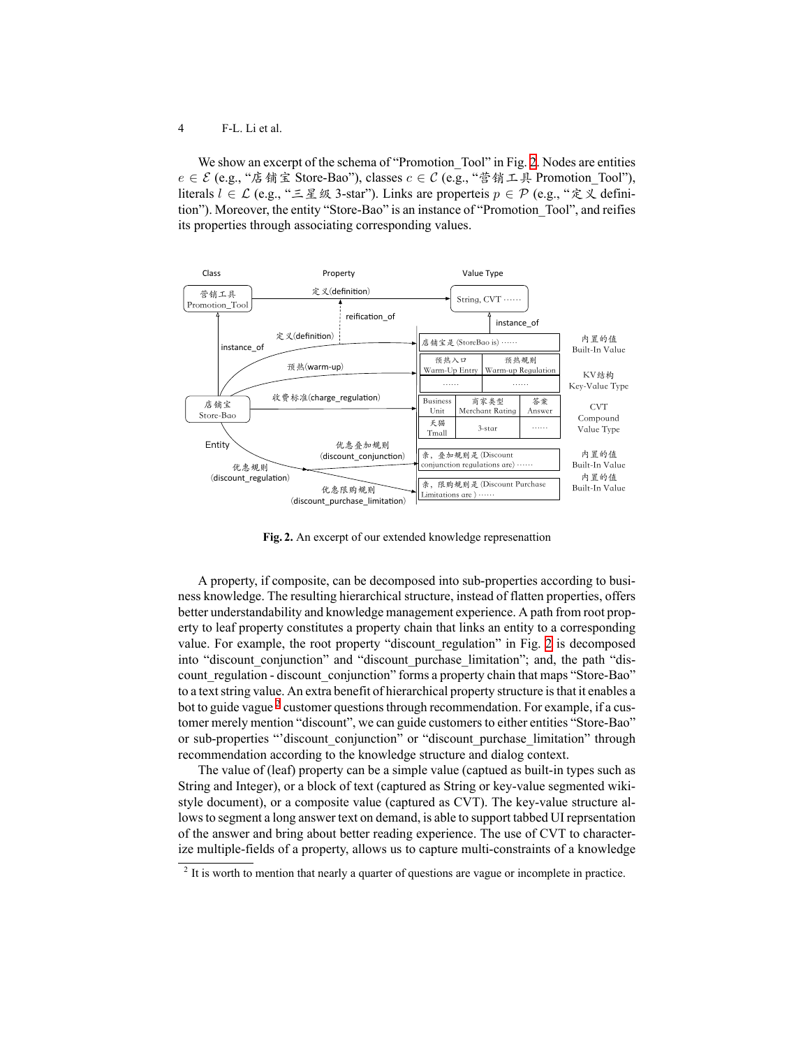We show an excerpt of the schema of “Promotion_Tool” in Fig. 2. Nodes are entities $e \in \mathcal{E}$ (e.g., “店铺宝 Store-Bao”), classes $c \in \mathcal{C}$ (e.g., “营销工具 Promotion_Tool”), literals $l \in \mathcal{L}$ (e.g., “三星级 3-star”). Links are properteis $p \in \mathcal{P}$ (e.g., “定义 definition”). Moreover, the entity “Store-Bao” is an instance of “Promotion_Tool”, and reifies its properties through associating corresponding values.

**Fig. 2.** An excerpt of our extended knowledge represenattion

A property, if composite, can be decomposed into sub-properties according to business knowledge. The resulting hierarchical structure, instead of flatten properties, offers better understandability and knowledge management experience. A path from root property to leaf property constitutes a property chain that links an entity to a corresponding value. For example, the root property “discount_regulation” in Fig. 2 is decomposed into “discount_conjunction” and “discount_purchase_limitation”; and, the path “discount_regulation - discount_conjunction” forms a property chain that maps “Store-Bao” to a text string value. An extra benefit of hierarchical property structure is that it enables a bot to guide vague[2] customer questions through recommendation. For example, if a customer merely mention “discount”, we can guide customers to either entities “Store-Bao” or sub-properties “’discount_conjunction” or “discount_purchase_limitation” through recommendation according to the knowledge structure and dialog context.

The value of (leaf) property can be a simple value (captued as built-in types such as String and Integer), or a block of text (captured as String or key-value segmented wiki-style document), or a composite value (captured as CVT). The key-value structure allows to segment a long answer text on demand, is able to support tabbed UI reprsentation of the answer and bring about better reading experience. The use of CVT to characterize multiple-fields of a property, allows us to capture multi-constraints of a knowledge

[2] It is worth to mention that nearly a quarter of questions are vague or incomplete in practice.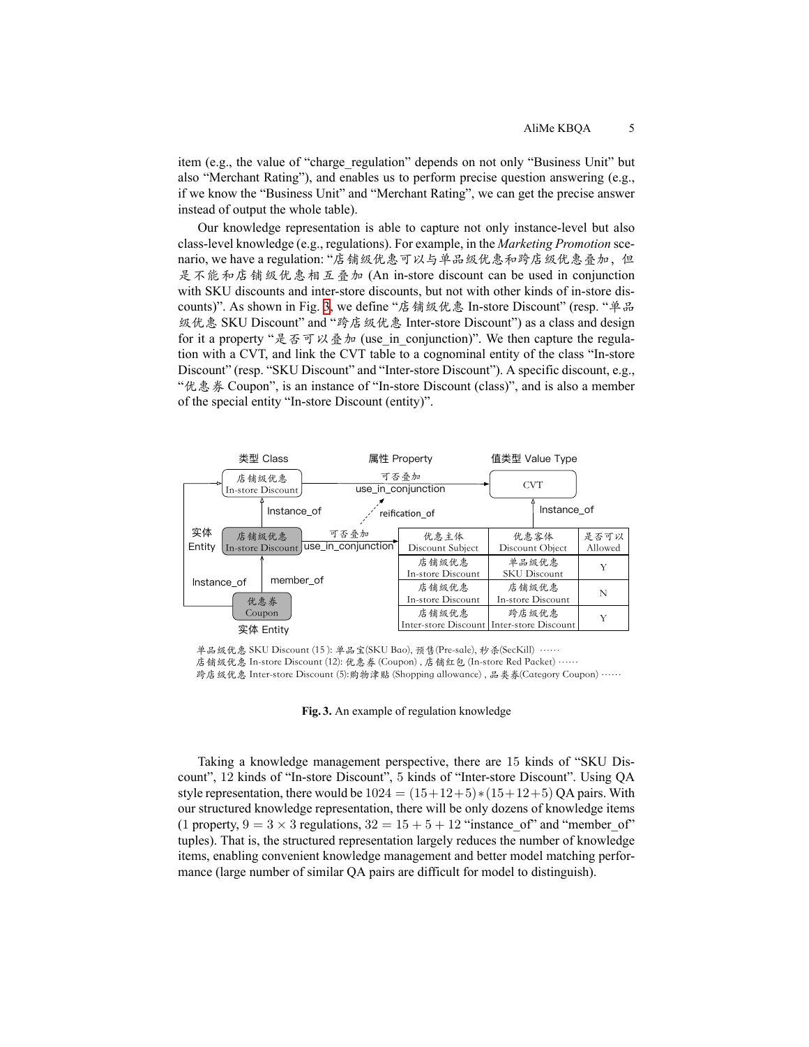item (e.g., the value of "charge_regulation" depends on not only "Business Unit" but also "Merchant Rating"), and enables us to perform precise question answering (e.g., if we know the "Business Unit" and "Merchant Rating", we can get the precise answer instead of output the whole table).

Our knowledge representation is able to capture not only instance-level but also class-level knowledge (e.g., regulations). For example, in the *Marketing Promotion* scenario, we have a regulation: "店铺级优惠可以与单品级优惠和跨店级优惠叠加，但是不能和店铺级优惠相互叠加 (An in-store discount can be used in conjunction with SKU discounts and inter-store discounts, but not with other kinds of in-store discounts)". As shown in Fig. 3, we define "店铺级优惠 In-store Discount" (resp. "单品级优惠 SKU Discount" and "跨店级优惠 Inter-store Discount") as a class and design for it a property "是否可以叠加 (use_in_conjunction)". We then capture the regulation with a CVT, and link the CVT table to a cognominal entity of the class "In-store Discount" (resp. "SKU Discount" and "Inter-store Discount"). A specific discount, e.g., "优惠券 Coupon", is an instance of "In-store Discount (class)", and is also a member of the special entity "In-store Discount (entity)".

| 优惠主体 Discount Subject | 优惠客体 Discount Object | 是否可以 Allowed |
|---|---|---|
| 店铺级优惠 In-store Discount | 单品级优惠 SKU Discount | Y |
| 店铺级优惠 In-store Discount | 店铺级优惠 In-store Discount | N |
| 店铺级优惠 In-store Discount | 跨店级优惠 Inter-store Discount | Y |

单品级优惠 SKU Discount (15): 单品宝(SKU Bao), 预售(Pre-sale), 秒杀(SecKill) ……
店铺级优惠 In-store Discount (12): 优惠券 (Coupon), 店铺红包 (In-store Red Packet) ……
跨店级优惠 Inter-store Discount (5):购物津贴 (Shopping allowance), 品类券(Category Coupon) ……

**Fig. 3.** An example of regulation knowledge

Taking a knowledge management perspective, there are 15 kinds of "SKU Discount", 12 kinds of "In-store Discount", 5 kinds of "Inter-store Discount". Using QA style representation, there would be $1024 = (15+12+5)*(15+12+5)$ QA pairs. With our structured knowledge representation, there will be only dozens of knowledge items (1 property, $9 = 3 \times 3$ regulations, $32 = 15 + 5 + 12$ "instance_of" and "member_of" tuples). That is, the structured representation largely reduces the number of knowledge items, enabling convenient knowledge management and better model matching performance (large number of similar QA pairs are difficult for model to distinguish).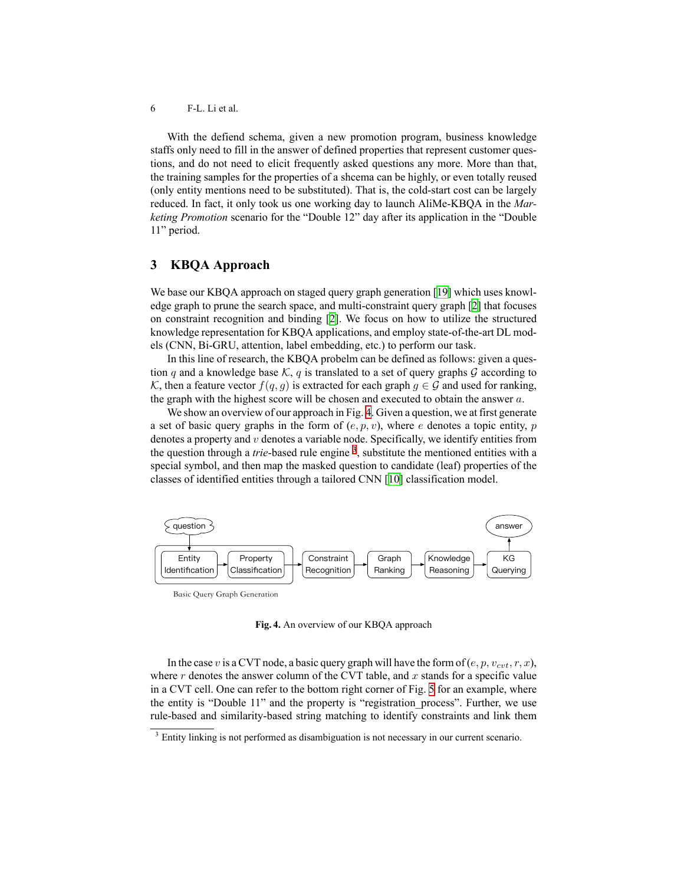With the defiend schema, given a new promotion program, business knowledge staffs only need to fill in the answer of defined properties that represent customer questions, and do not need to elicit frequently asked questions any more. More than that, the training samples for the properties of a shcema can be highly, or even totally reused (only entity mentions need to be substituted). That is, the cold-start cost can be largely reduced. In fact, it only took us one working day to launch AliMe-KBQA in the *Marketing Promotion* scenario for the "Double 12" day after its application in the "Double 11" period.

## 3 KBQA Approach

We base our KBQA approach on staged query graph generation [19] which uses knowledge graph to prune the search space, and multi-constraint query graph [2] that focuses on constraint recognition and binding [2]. We focus on how to utilize the structured knowledge representation for KBQA applications, and employ state-of-the-art DL models (CNN, Bi-GRU, attention, label embedding, etc.) to perform our task.

In this line of research, the KBQA probelm can be defined as follows: given a question $q$ and a knowledge base $\mathcal{K}$, $q$ is translated to a set of query graphs $\mathcal{G}$ according to $\mathcal{K}$, then a feature vector $f(q, g)$ is extracted for each graph $g \in \mathcal{G}$ and used for ranking, the graph with the highest score will be chosen and executed to obtain the answer $a$.

We show an overview of our approach in Fig. 4. Given a question, we at first generate a set of basic query graphs in the form of $(e, p, v)$, where $e$ denotes a topic entity, $p$ denotes a property and $v$ denotes a variable node. Specifically, we identify entities from the question through a *trie*-based rule engine [3], substitute the mentioned entities with a special symbol, and then map the masked question to candidate (leaf) properties of the classes of identified entities through a tailored CNN [10] classification model.

question → [Basic Query Graph Generation: Entity Identification → Property Classification] → Constraint Recognition → Graph Ranking → Knowledge Reasoning → KG Querying → answer

**Fig. 4.** An overview of our KBQA approach

In the case $v$ is a CVT node, a basic query graph will have the form of $(e, p, v_{cvt}, r, x)$, where $r$ denotes the answer column of the CVT table, and $x$ stands for a specific value in a CVT cell. One can refer to the bottom right corner of Fig. 5 for an example, where the entity is "Double 11" and the property is "registration_process". Further, we use rule-based and similarity-based string matching to identify constraints and link them

[3] Entity linking is not performed as disambiguation is not necessary in our current scenario.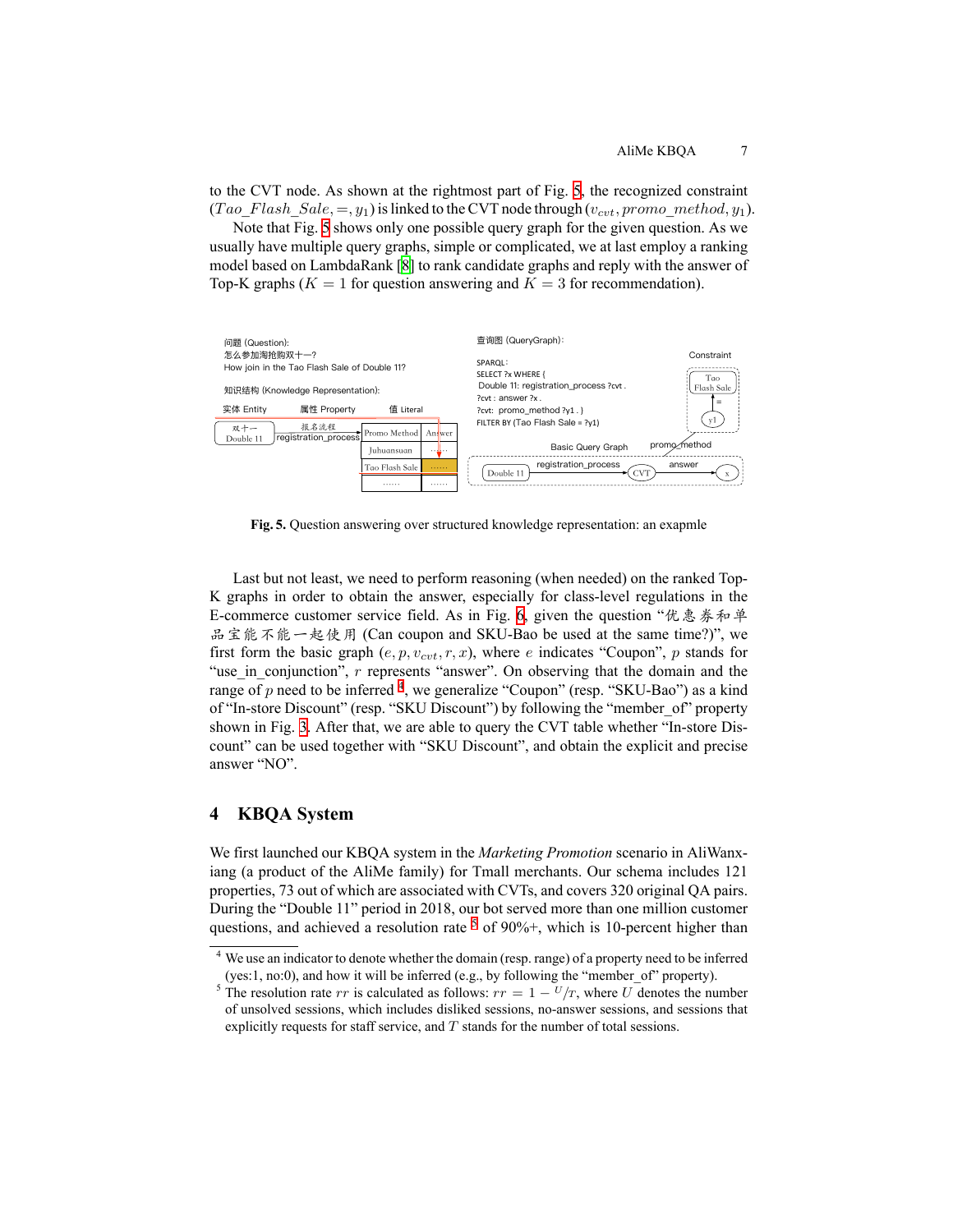to the CVT node. As shown at the rightmost part of Fig. 5, the recognized constraint $(Tao\_Flash\_Sale, =, y_1)$ is linked to the CVT node through $(v_{cvt}, promo\_method, y_1)$.

Note that Fig. 5 shows only one possible query graph for the given question. As we usually have multiple query graphs, simple or complicated, we at last employ a ranking model based on LambdaRank [8] to rank candidate graphs and reply with the answer of Top-K graphs ($K = 1$ for question answering and $K = 3$ for recommendation).

问题 (Question):
怎么参加淘抢购双十一?
How join in the Tao Flash Sale of Double 11?

知识结构 (Knowledge Representation):

| 实体 Entity | 属性 Property | 值 Literal | |
|---|---|---|---|
| 双十一 Double 11 | 报名流程 registration_process | Promo Method | Answer |
| | | Juhuansuan | …… |
| | | Tao Flash Sale | …… |
| | | …… | …… |

查询图 (QueryGraph):

```
SPARQL:
SELECT ?x WHERE {
 Double 11: registration_process ?cvt .
?cvt : answer ?x .
?cvt: promo_method ?y1 . }
FILTER BY (Tao Flash Sale = ?y1)
```

Constraint: Tao Flash Sale = y1

Basic Query Graph: Double 11 —registration_process→ CVT —answer→ x; CVT —promo_method→ y1

**Fig. 5.** Question answering over structured knowledge representation: an exapmle

Last but not least, we need to perform reasoning (when needed) on the ranked Top-K graphs in order to obtain the answer, especially for class-level regulations in the E-commerce customer service field. As in Fig. 6, given the question "优惠券和单品宝能不能一起使用 (Can coupon and SKU-Bao be used at the same time?)", we first form the basic graph $(e, p, v_{cvt}, r, x)$, where $e$ indicates "Coupon", $p$ stands for "use_in_conjunction", $r$ represents "answer". On observing that the domain and the range of $p$ need to be inferred [4], we generalize "Coupon" (resp. "SKU-Bao") as a kind of "In-store Discount" (resp. "SKU Discount") by following the "member_of" property shown in Fig. 3. After that, we are able to query the CVT table whether "In-store Discount" can be used together with "SKU Discount", and obtain the explicit and precise answer "NO".

## 4 KBQA System

We first launched our KBQA system in the *Marketing Promotion* scenario in AliWanxiang (a product of the AliMe family) for Tmall merchants. Our schema includes 121 properties, 73 out of which are associated with CVTs, and covers 320 original QA pairs. During the "Double 11" period in 2018, our bot served more than one million customer questions, and achieved a resolution rate [5] of 90%+, which is 10-percent higher than

[4] We use an indicator to denote whether the domain (resp. range) of a property need to be inferred (yes:1, no:0), and how it will be inferred (e.g., by following the "member_of" property).

[5] The resolution rate $rr$ is calculated as follows: $rr = 1 - U/T$, where $U$ denotes the number of unsolved sessions, which includes disliked sessions, no-answer sessions, and sessions that explicitly requests for staff service, and $T$ stands for the number of total sessions.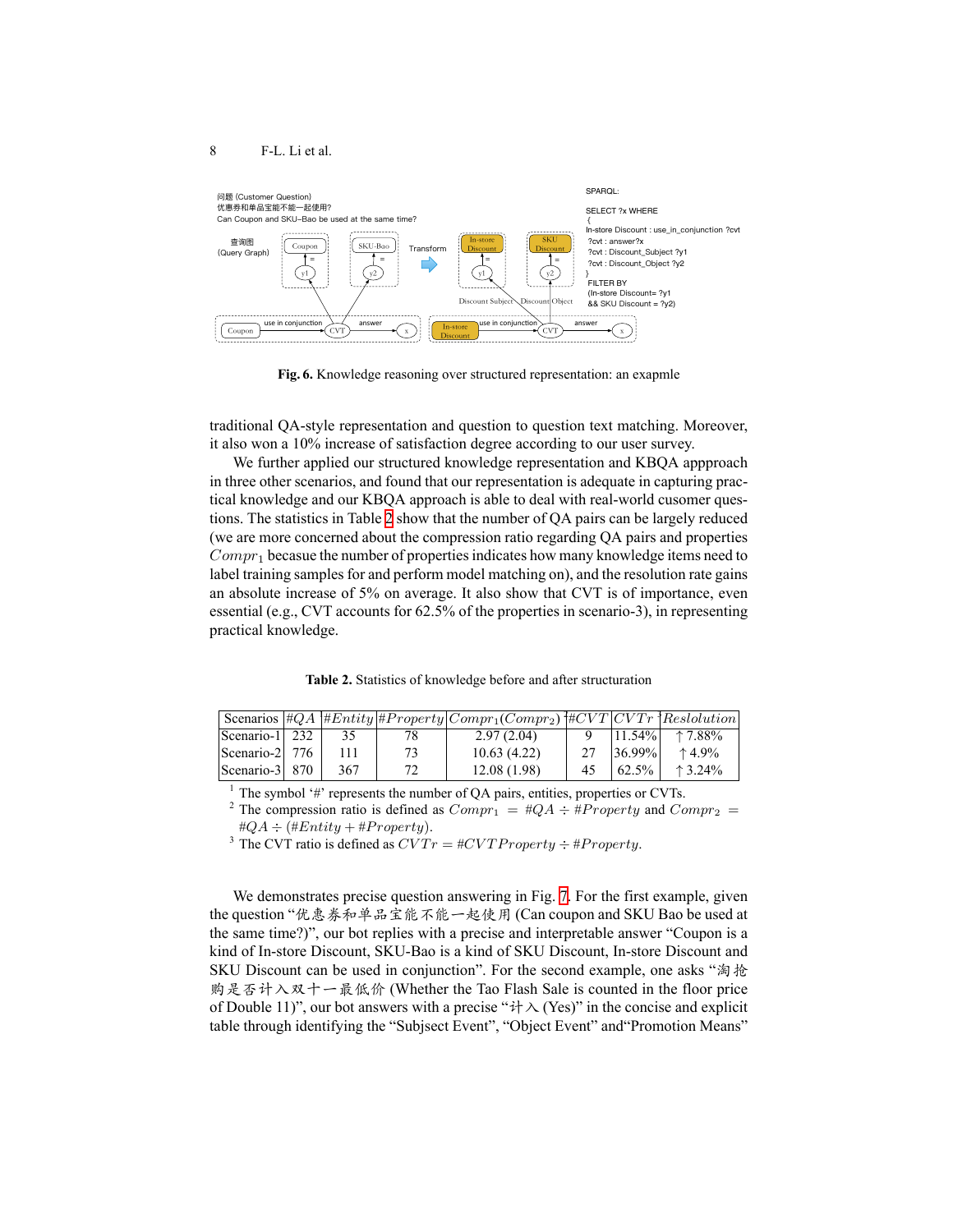**Fig. 6.** Knowledge reasoning over structured representation: an exapmle

traditional QA-style representation and question to question text matching. Moreover, it also won a 10% increase of satisfaction degree according to our user survey.

We further applied our structured knowledge representation and KBQA appproach in three other scenarios, and found that our representation is adequate in capturing practical knowledge and our KBQA approach is able to deal with real-world cusomer questions. The statistics in Table 2 show that the number of QA pairs can be largely reduced (we are more concerned about the compression ratio regarding QA pairs and properties $Compr_1$ becasue the number of properties indicates how many knowledge items need to label training samples for and perform model matching on), and the resolution rate gains an absolute increase of 5% on average. It also show that CVT is of importance, even essential (e.g., CVT accounts for 62.5% of the properties in scenario-3), in representing practical knowledge.

**Table 2.** Statistics of knowledge before and after structuration

| Scenarios | $\#QA$ | $\#Entity$ | $\#Property$ | $Compr_1(Compr_2)$ | $\#CVT$ | $CVTr$ | $Reslolution$ |
|---|---|---|---|---|---|---|---|
| Scenario-1 | 232 | 35 | 78 | 2.97 (2.04) | 9 | 11.54% | ↑ 7.88% |
| Scenario-2 | 776 | 111 | 73 | 10.63 (4.22) | 27 | 36.99% | ↑ 4.9% |
| Scenario-3 | 870 | 367 | 72 | 12.08 (1.98) | 45 | 62.5% | ↑ 3.24% |

[1] The symbol '#' represents the number of QA pairs, entities, properties or CVTs.
[2] The compression ratio is defined as $Compr_1 = \#QA \div \#Property$ and $Compr_2 = \#QA \div (\#Entity + \#Property)$.
[3] The CVT ratio is defined as $CVTr = \#CVTProperty \div \#Property$.

We demonstrates precise question answering in Fig. 7. For the first example, given the question "优惠券和单品宝能不能一起使用 (Can coupon and SKU Bao be used at the same time?)", our bot replies with a precise and interpretable answer "Coupon is a kind of In-store Discount, SKU-Bao is a kind of SKU Discount, In-store Discount and SKU Discount can be used in conjunction". For the second example, one asks "淘抢购是否计入双十一最低价 (Whether the Tao Flash Sale is counted in the floor price of Double 11)", our bot answers with a precise "计入 (Yes)" in the concise and explicit table through identifying the "Subjsect Event", "Object Event" and"Promotion Means"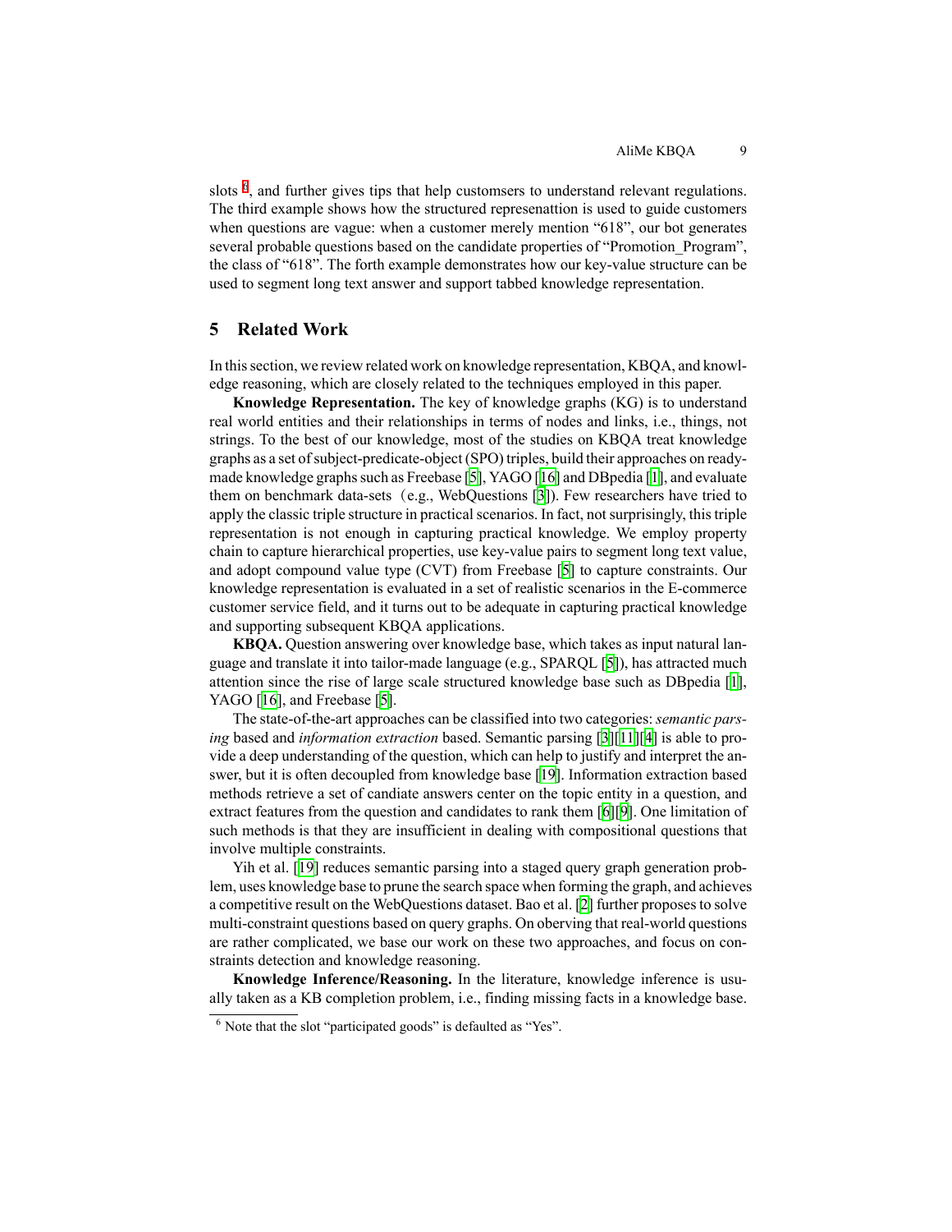slots [6], and further gives tips that help customsers to understand relevant regulations. The third example shows how the structured represenattion is used to guide customers when questions are vague: when a customer merely mention “618”, our bot generates several probable questions based on the candidate properties of “Promotion_Program”, the class of “618”. The forth example demonstrates how our key-value structure can be used to segment long text answer and support tabbed knowledge representation.

## 5 Related Work

In this section, we review related work on knowledge representation, KBQA, and knowledge reasoning, which are closely related to the techniques employed in this paper.

**Knowledge Representation.** The key of knowledge graphs (KG) is to understand real world entities and their relationships in terms of nodes and links, i.e., things, not strings. To the best of our knowledge, most of the studies on KBQA treat knowledge graphs as a set of subject-predicate-object (SPO) triples, build their approaches on ready-made knowledge graphs such as Freebase [5], YAGO [16] and DBpedia [1], and evaluate them on benchmark data-sets（e.g., WebQuestions [3]). Few researchers have tried to apply the classic triple structure in practical scenarios. In fact, not surprisingly, this triple representation is not enough in capturing practical knowledge. We employ property chain to capture hierarchical properties, use key-value pairs to segment long text value, and adopt compound value type (CVT) from Freebase [5] to capture constraints. Our knowledge representation is evaluated in a set of realistic scenarios in the E-commerce customer service field, and it turns out to be adequate in capturing practical knowledge and supporting subsequent KBQA applications.

**KBQA.** Question answering over knowledge base, which takes as input natural language and translate it into tailor-made language (e.g., SPARQL [5]), has attracted much attention since the rise of large scale structured knowledge base such as DBpedia [1], YAGO [16], and Freebase [5].

The state-of-the-art approaches can be classified into two categories: *semantic parsing* based and *information extraction* based. Semantic parsing [3][11][4] is able to provide a deep understanding of the question, which can help to justify and interpret the answer, but it is often decoupled from knowledge base [19]. Information extraction based methods retrieve a set of candiate answers center on the topic entity in a question, and extract features from the question and candidates to rank them [6][9]. One limitation of such methods is that they are insufficient in dealing with compositional questions that involve multiple constraints.

Yih et al. [19] reduces semantic parsing into a staged query graph generation problem, uses knowledge base to prune the search space when forming the graph, and achieves a competitive result on the WebQuestions dataset. Bao et al. [2] further proposes to solve multi-constraint questions based on query graphs. On obeserving that real-world questions are rather complicated, we base our work on these two approaches, and focus on constraints detection and knowledge reasoning.

**Knowledge Inference/Reasoning.** In the literature, knowledge inference is usually taken as a KB completion problem, i.e., finding missing facts in a knowledge base.

[6] Note that the slot “participated goods” is defaulted as “Yes”.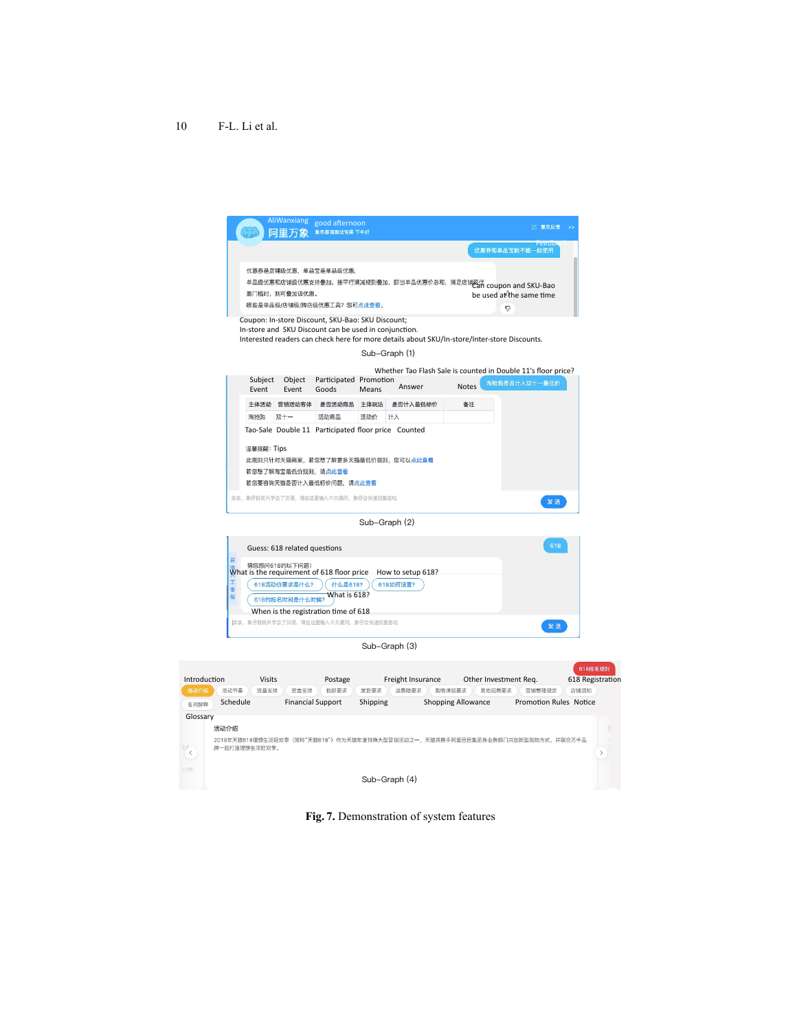AliWanxiang 阿里万象 good afternoon 集市客满测试专用 下午好

意见反馈 >>

Feedback

优惠券和单品宝能不能一起使用

Can coupon and SKU-Bao be used at the same time

优惠券是店铺级优惠，单品宝是单品级优惠；
单品级优惠和店铺级优惠支持叠加，按平行满减规则叠加，即当单品优惠价总和，满足店铺级优惠门槛时，则可叠加该优惠。
哪些是单品级/店铺级/跨店级优惠工具？您可点此查看。

Coupon: In-store Discount, SKU-Bao: SKU Discount;
In-store and SKU Discount can be used in conjunction.
Interested readers can check here for more details about SKU/In-store/Inter-store Discounts.

Sub–Graph (1)

Whether Tao Flash Sale is counted in Double 11's floor price?

淘抢购是否计入双十一最低价

| 主体活动 (Subject Event) | 营销活动客体 (Object Event) | 是否活动商品 (Participated Goods) | 主体玩法 (Promotion Means) | 是否计入最低标价 (Answer) | 备注 (Notes) |
|---|---|---|---|---|---|
| 淘抢购 (Tao-Sale) | 双十一 (Double 11) | 活动商品 (Participated) | 活动价 (floor price) | 计入 (Counted) | |

温馨提醒：Tips
此规则只针对天猫商家，若您想了解更多天猫最低价规则，您可以点此查看
若您想了解淘宝最低价规则，请点此查看
若您要咨询天猫是否计入最低标价问题，请点此查看

亲亲，象仔目前只学会了汉语，请在这里输入中文提问，象仔会快速回复您哒 发送

Sub–Graph (2)

618

Guess: 618 related questions

猜您想问618的以下问题！

618活动价要求是什么？ (What is the requirement of 618 floor price)
什么是618? (What is 618?)
618如何设置? (How to setup 618?)
618的报名时间是什么时候? (When is the registration time of 618)

亲亲，象仔目前只学会了汉语，请在这里输入中文提问，象仔会快速回复您哒 发送

Sub–Graph (3)

618报名规则 (618 Registration)

活动介绍 (Introduction) | 活动节奏 (Schedule) | 流量支持 (Visits) | 资金支持 (Financial Support) | 包邮要求 (Postage) | 发货要求 (Shipping) | 运费险要求 (Freight Insurance) | 购物津贴要求 (Shopping Allowance) | 其他招商要求 (Other Investment Req.) | 营销管理规定 (Promotion Rules) | 店铺须知 (Notice) | 名词解释 (Glossary)

活动介绍
2019年天猫618理想生活狂欢季（简称"天猫618"）作为天猫年度特殊大型营销活动之一，天猫将携手阿里巴巴集团各业务部门共创新型购物方式，并联合万千品牌一起打造理想生活狂欢季。

Sub–Graph (4)

**Fig. 7.** Demonstration of system features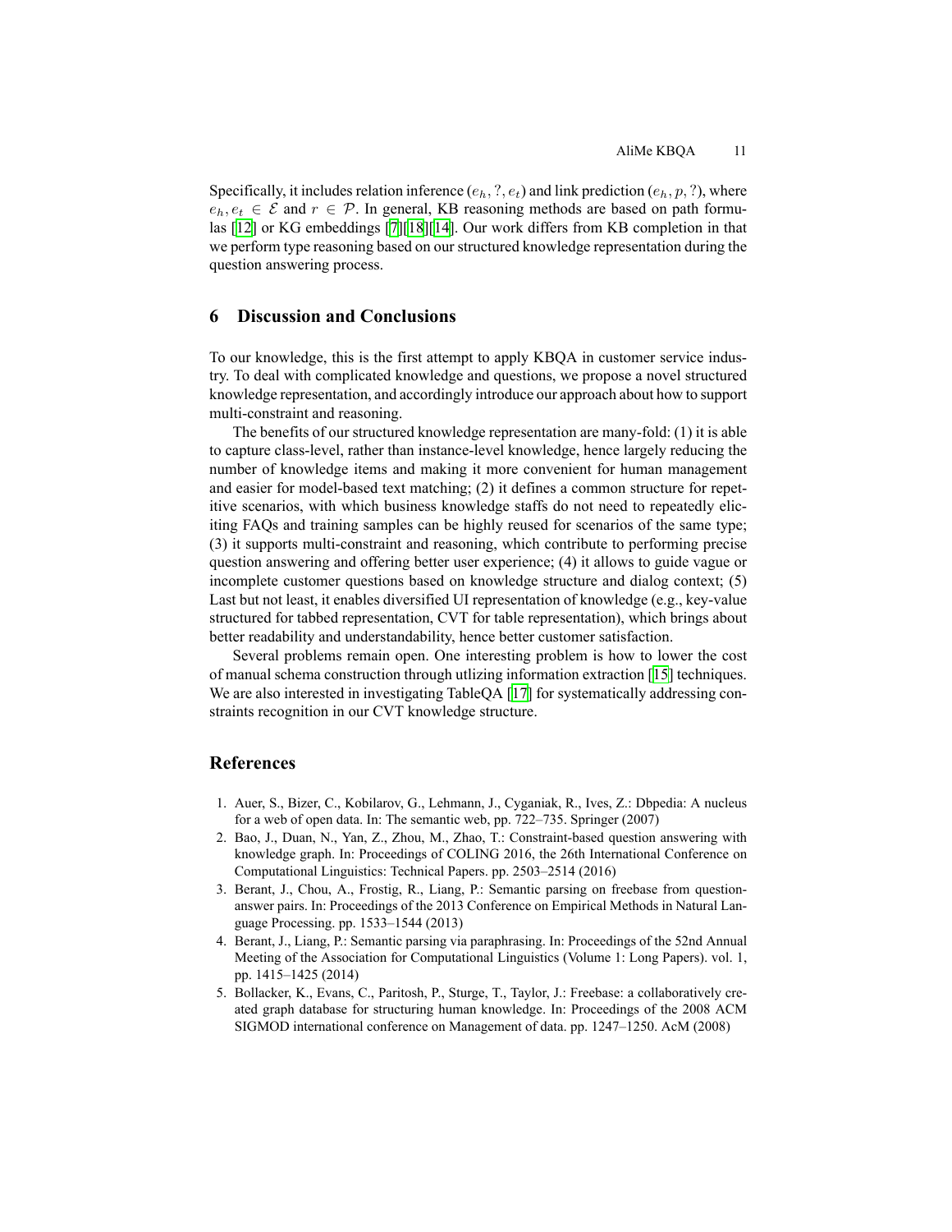Specifically, it includes relation inference $(e_h, ?, e_t)$ and link prediction $(e_h, p, ?)$, where $e_h, e_t \in \mathcal{E}$ and $r \in \mathcal{P}$. In general, KB reasoning methods are based on path formulas [12] or KG embeddings [7][18][14]. Our work differs from KB completion in that we perform type reasoning based on our structured knowledge representation during the question answering process.

## 6 Discussion and Conclusions

To our knowledge, this is the first attempt to apply KBQA in customer service industry. To deal with complicated knowledge and questions, we propose a novel structured knowledge representation, and accordingly introduce our approach about how to support multi-constraint and reasoning.

The benefits of our structured knowledge representation are many-fold: (1) it is able to capture class-level, rather than instance-level knowledge, hence largely reducing the number of knowledge items and making it more convenient for human management and easier for model-based text matching; (2) it defines a common structure for repetitive scenarios, with which business knowledge staffs do not need to repeatedly eliciting FAQs and training samples can be highly reused for scenarios of the same type; (3) it supports multi-constraint and reasoning, which contribute to performing precise question answering and offering better user experience; (4) it allows to guide vague or incomplete customer questions based on knowledge structure and dialog context; (5) Last but not least, it enables diversified UI representation of knowledge (e.g., key-value structured for tabbed representation, CVT for table representation), which brings about better readability and understandability, hence better customer satisfaction.

Several problems remain open. One interesting problem is how to lower the cost of manual schema construction through utlizing information extraction [15] techniques. We are also interested in investigating TableQA [17] for systematically addressing constraints recognition in our CVT knowledge structure.

## References

1. Auer, S., Bizer, C., Kobilarov, G., Lehmann, J., Cyganiak, R., Ives, Z.: Dbpedia: A nucleus for a web of open data. In: The semantic web, pp. 722–735. Springer (2007)
2. Bao, J., Duan, N., Yan, Z., Zhou, M., Zhao, T.: Constraint-based question answering with knowledge graph. In: Proceedings of COLING 2016, the 26th International Conference on Computational Linguistics: Technical Papers. pp. 2503–2514 (2016)
3. Berant, J., Chou, A., Frostig, R., Liang, P.: Semantic parsing on freebase from question-answer pairs. In: Proceedings of the 2013 Conference on Empirical Methods in Natural Language Processing. pp. 1533–1544 (2013)
4. Berant, J., Liang, P.: Semantic parsing via paraphrasing. In: Proceedings of the 52nd Annual Meeting of the Association for Computational Linguistics (Volume 1: Long Papers). vol. 1, pp. 1415–1425 (2014)
5. Bollacker, K., Evans, C., Paritosh, P., Sturge, T., Taylor, J.: Freebase: a collaboratively created graph database for structuring human knowledge. In: Proceedings of the 2008 ACM SIGMOD international conference on Management of data. pp. 1247–1250. AcM (2008)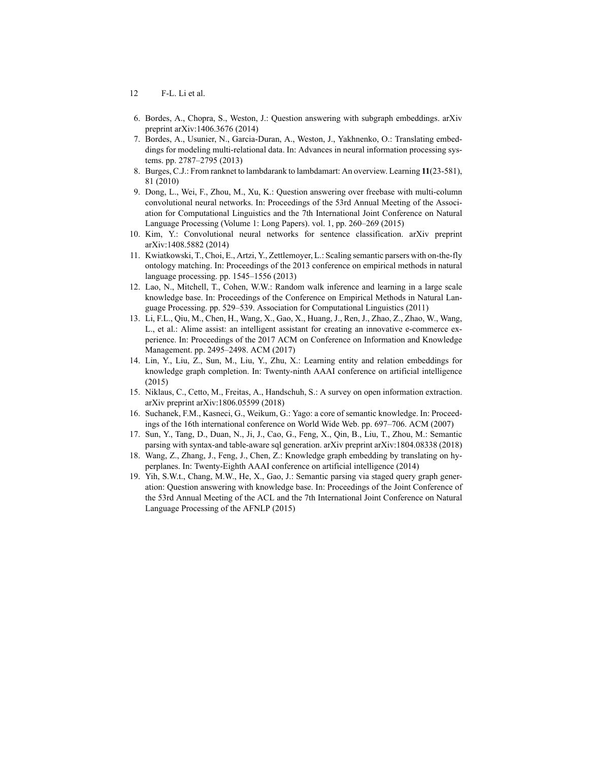6. Bordes, A., Chopra, S., Weston, J.: Question answering with subgraph embeddings. arXiv preprint arXiv:1406.3676 (2014)
7. Bordes, A., Usunier, N., Garcia-Duran, A., Weston, J., Yakhnenko, O.: Translating embeddings for modeling multi-relational data. In: Advances in neural information processing systems. pp. 2787–2795 (2013)
8. Burges, C.J.: From ranknet to lambdarank to lambdamart: An overview. Learning **11**(23-581), 81 (2010)
9. Dong, L., Wei, F., Zhou, M., Xu, K.: Question answering over freebase with multi-column convolutional neural networks. In: Proceedings of the 53rd Annual Meeting of the Association for Computational Linguistics and the 7th International Joint Conference on Natural Language Processing (Volume 1: Long Papers). vol. 1, pp. 260–269 (2015)
10. Kim, Y.: Convolutional neural networks for sentence classification. arXiv preprint arXiv:1408.5882 (2014)
11. Kwiatkowski, T., Choi, E., Artzi, Y., Zettlemoyer, L.: Scaling semantic parsers with on-the-fly ontology matching. In: Proceedings of the 2013 conference on empirical methods in natural language processing. pp. 1545–1556 (2013)
12. Lao, N., Mitchell, T., Cohen, W.W.: Random walk inference and learning in a large scale knowledge base. In: Proceedings of the Conference on Empirical Methods in Natural Language Processing. pp. 529–539. Association for Computational Linguistics (2011)
13. Li, F.L., Qiu, M., Chen, H., Wang, X., Gao, X., Huang, J., Ren, J., Zhao, Z., Zhao, W., Wang, L., et al.: Alime assist: an intelligent assistant for creating an innovative e-commerce experience. In: Proceedings of the 2017 ACM on Conference on Information and Knowledge Management. pp. 2495–2498. ACM (2017)
14. Lin, Y., Liu, Z., Sun, M., Liu, Y., Zhu, X.: Learning entity and relation embeddings for knowledge graph completion. In: Twenty-ninth AAAI conference on artificial intelligence (2015)
15. Niklaus, C., Cetto, M., Freitas, A., Handschuh, S.: A survey on open information extraction. arXiv preprint arXiv:1806.05599 (2018)
16. Suchanek, F.M., Kasneci, G., Weikum, G.: Yago: a core of semantic knowledge. In: Proceedings of the 16th international conference on World Wide Web. pp. 697–706. ACM (2007)
17. Sun, Y., Tang, D., Duan, N., Ji, J., Cao, G., Feng, X., Qin, B., Liu, T., Zhou, M.: Semantic parsing with syntax-and table-aware sql generation. arXiv preprint arXiv:1804.08338 (2018)
18. Wang, Z., Zhang, J., Feng, J., Chen, Z.: Knowledge graph embedding by translating on hyperplanes. In: Twenty-Eighth AAAI conference on artificial intelligence (2014)
19. Yih, S.W.t., Chang, M.W., He, X., Gao, J.: Semantic parsing via staged query graph generation: Question answering with knowledge base. In: Proceedings of the Joint Conference of the 53rd Annual Meeting of the ACL and the 7th International Joint Conference on Natural Language Processing of the AFNLP (2015)